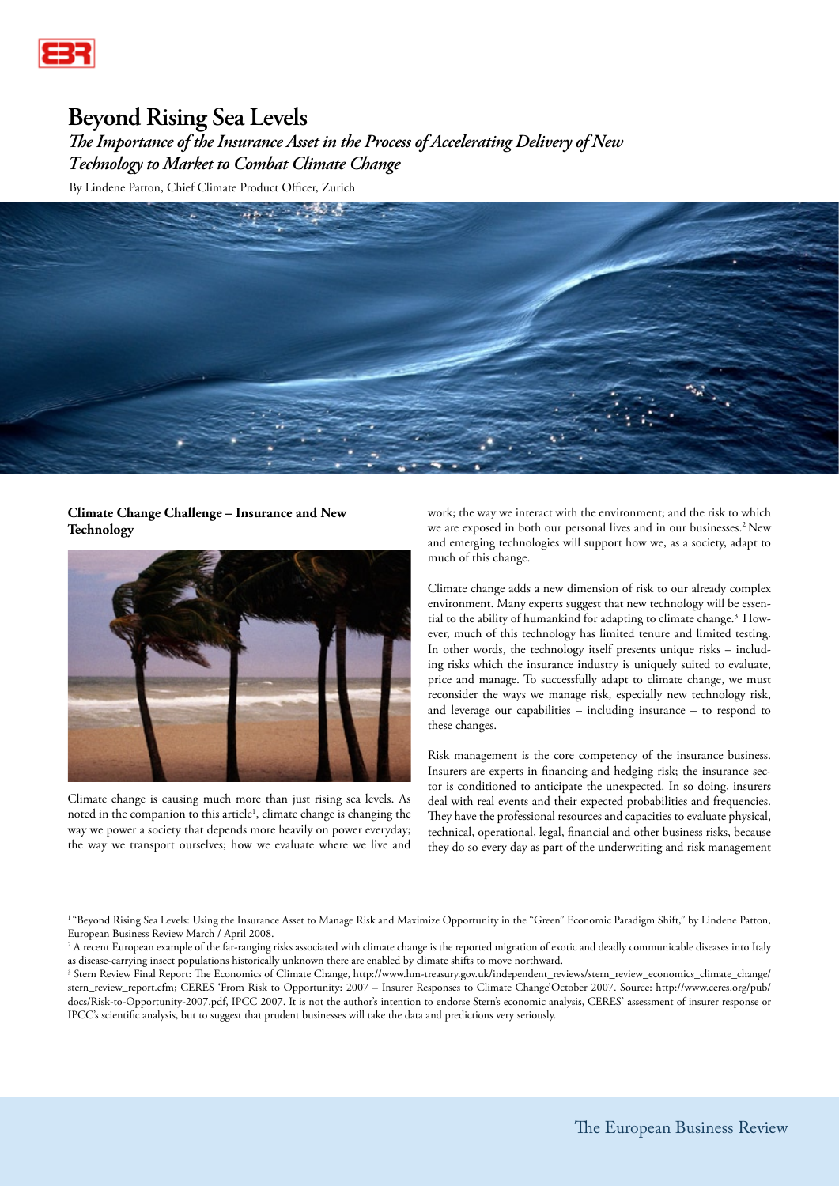# Beyond Rising Sea Levels

*The Importance of the Insurance Asset in the Process of Accelerating Delivery of New Technology to Market to Combat Climate Change*

By Lindene Patton, Chief Climate Product Officer, Zurich

## Climate Change Challenge – Insurance and New Technology

Climate change is causing much more than just rising sea levels. As noted in the companion to this article[1], climate change is changing the way we power a society that depends more heavily on power everyday; the way we transport ourselves; how we evaluate where we live and work; the way we interact with the environment; and the risk to which we are exposed in both our personal lives and in our businesses.[2] New and emerging technologies will support how we, as a society, adapt to much of this change.

Climate change adds a new dimension of risk to our already complex environment. Many experts suggest that new technology will be essential to the ability of humankind for adapting to climate change.[3] However, much of this technology has limited tenure and limited testing. In other words, the technology itself presents unique risks – including risks which the insurance industry is uniquely suited to evaluate, price and manage. To successfully adapt to climate change, we must reconsider the ways we manage risk, especially new technology risk, and leverage our capabilities – including insurance – to respond to these changes.

Risk management is the core competency of the insurance business. Insurers are experts in financing and hedging risk; the insurance sector is conditioned to anticipate the unexpected. In so doing, insurers deal with real events and their expected probabilities and frequencies. They have the professional resources and capacities to evaluate physical, technical, operational, legal, financial and other business risks, because they do so every day as part of the underwriting and risk management

---

[1] "Beyond Rising Sea Levels: Using the Insurance Asset to Manage Risk and Maximize Opportunity in the "Green" Economic Paradigm Shift," by Lindene Patton, European Business Review March / April 2008.

[2] A recent European example of the far-ranging risks associated with climate change is the reported migration of exotic and deadly communicable diseases into Italy as disease-carrying insect populations historically unknown there are enabled by climate shifts to move northward.

[3] Stern Review Final Report: The Economics of Climate Change, http://www.hm-treasury.gov.uk/independent_reviews/stern_review_economics_climate_change/stern_review_report.cfm; CERES 'From Risk to Opportunity: 2007 – Insurer Responses to Climate Change'October 2007. Source: http://www.ceres.org/pub/docs/Risk-to-Opportunity-2007.pdf, IPCC 2007. It is not the author's intention to endorse Stern's economic analysis, CERES' assessment of insurer response or IPCC's scientific analysis, but to suggest that prudent businesses will take the data and predictions very seriously.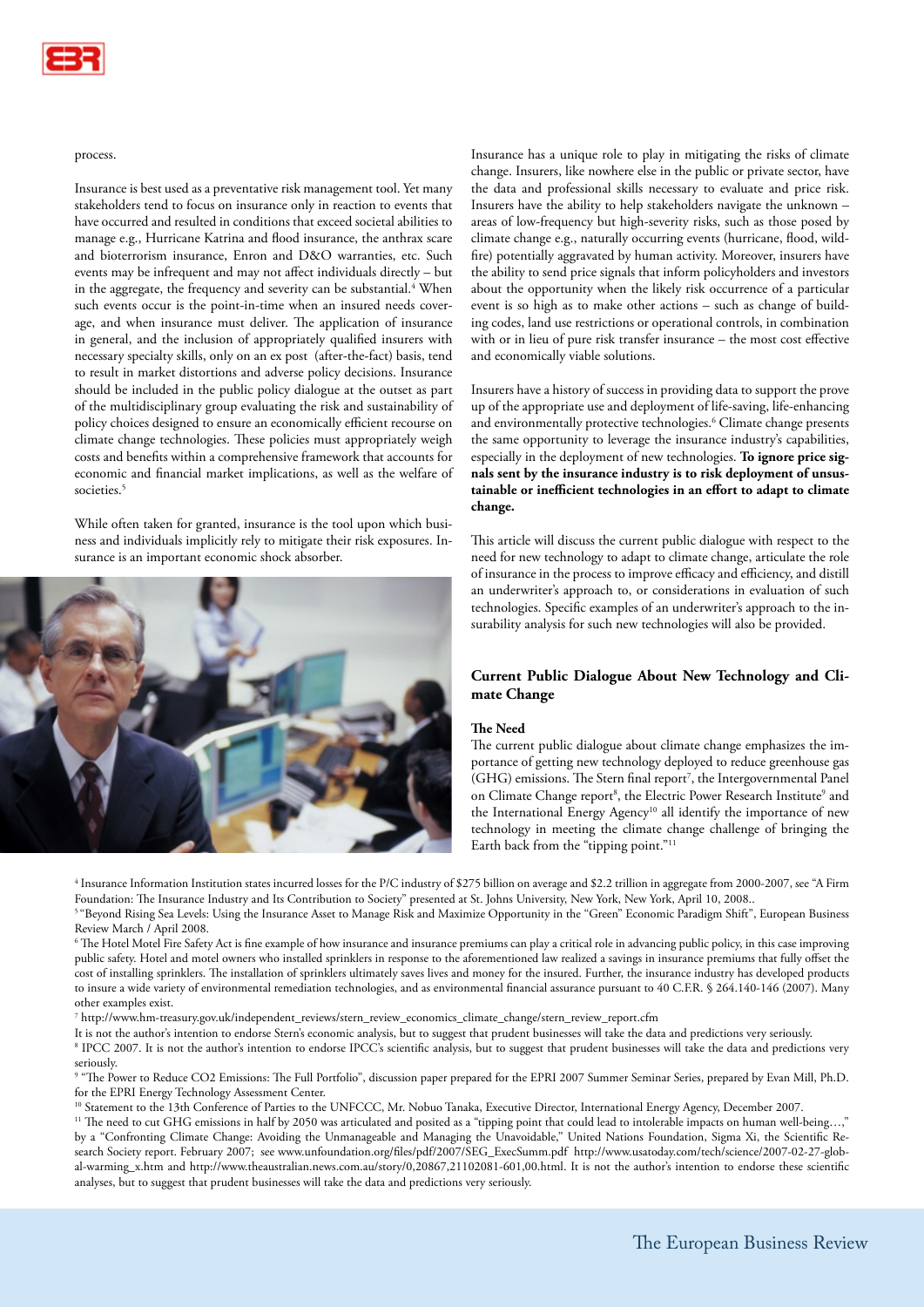process.

Insurance is best used as a preventative risk management tool. Yet many stakeholders tend to focus on insurance only in reaction to events that have occurred and resulted in conditions that exceed societal abilities to manage e.g., Hurricane Katrina and flood insurance, the anthrax scare and bioterrorism insurance, Enron and D&O warranties, etc. Such events may be infrequent and may not affect individuals directly – but in the aggregate, the frequency and severity can be substantial.[4] When such events occur is the point-in-time when an insured needs coverage, and when insurance must deliver. The application of insurance in general, and the inclusion of appropriately qualified insurers with necessary specialty skills, only on an ex post (after-the-fact) basis, tend to result in market distortions and adverse policy decisions. Insurance should be included in the public policy dialogue at the outset as part of the multidisciplinary group evaluating the risk and sustainability of policy choices designed to ensure an economically efficient recourse on climate change technologies. These policies must appropriately weigh costs and benefits within a comprehensive framework that accounts for economic and financial market implications, as well as the welfare of societies.[5]

While often taken for granted, insurance is the tool upon which business and individuals implicitly rely to mitigate their risk exposures. Insurance is an important economic shock absorber.

Insurance has a unique role to play in mitigating the risks of climate change. Insurers, like nowhere else in the public or private sector, have the data and professional skills necessary to evaluate and price risk. Insurers have the ability to help stakeholders navigate the unknown – areas of low-frequency but high-severity risks, such as those posed by climate change e.g., naturally occurring events (hurricane, flood, wildfire) potentially aggravated by human activity. Moreover, insurers have the ability to send price signals that inform policyholders and investors about the opportunity when the likely risk occurrence of a particular event is so high as to make other actions – such as change of building codes, land use restrictions or operational controls, in combination with or in lieu of pure risk transfer insurance – the most cost effective and economically viable solutions.

Insurers have a history of success in providing data to support the prove up of the appropriate use and deployment of life-saving, life-enhancing and environmentally protective technologies.[6] Climate change presents the same opportunity to leverage the insurance industry's capabilities, especially in the deployment of new technologies. **To ignore price signals sent by the insurance industry is to risk deployment of unsustainable or inefficient technologies in an effort to adapt to climate change.**

This article will discuss the current public dialogue with respect to the need for new technology to adapt to climate change, articulate the role of insurance in the process to improve efficacy and efficiency, and distill an underwriter's approach to, or considerations in evaluation of such technologies. Specific examples of an underwriter's approach to the insurability analysis for such new technologies will also be provided.

## Current Public Dialogue About New Technology and Climate Change

### The Need

The current public dialogue about climate change emphasizes the importance of getting new technology deployed to reduce greenhouse gas (GHG) emissions. The Stern final report[7], the Intergovernmental Panel on Climate Change report[8], the Electric Power Research Institute[9] and the International Energy Agency[10] all identify the importance of new technology in meeting the climate change challenge of bringing the Earth back from the "tipping point."[11]

---

[4] Insurance Information Institution states incurred losses for the P/C industry of $275 billion on average and $2.2 trillion in aggregate from 2000-2007, see "A Firm Foundation: The Insurance Industry and Its Contribution to Society" presented at St. Johns University, New York, New York, April 10, 2008..

[5] "Beyond Rising Sea Levels: Using the Insurance Asset to Manage Risk and Maximize Opportunity in the "Green" Economic Paradigm Shift", European Business Review March / April 2008.

[6] The Hotel Motel Fire Safety Act is fine example of how insurance and insurance premiums can play a critical role in advancing public policy, in this case improving public safety. Hotel and motel owners who installed sprinklers in response to the aforementioned law realized a savings in insurance premiums that fully offset the cost of installing sprinklers. The installation of sprinklers ultimately saves lives and money for the insured. Further, the insurance industry has developed products to insure a wide variety of environmental remediation technologies, and as environmental financial assurance pursuant to 40 C.F.R. § 264.140-146 (2007). Many other examples exist.

[7] http://www.hm-treasury.gov.uk/independent_reviews/stern_review_economics_climate_change/stern_review_report.cfm
It is not the author's intention to endorse Stern's economic analysis, but to suggest that prudent businesses will take the data and predictions very seriously.

[8] IPCC 2007. It is not the author's intention to endorse IPCC's scientific analysis, but to suggest that prudent businesses will take the data and predictions very seriously.

[9] "The Power to Reduce CO2 Emissions: The Full Portfolio", discussion paper prepared for the EPRI 2007 Summer Seminar Series, prepared by Evan Mill, Ph.D. for the EPRI Energy Technology Assessment Center.

[10] Statement to the 13th Conference of Parties to the UNFCCC, Mr. Nobuo Tanaka, Executive Director, International Energy Agency, December 2007.

[11] The need to cut GHG emissions in half by 2050 was articulated and posited as a "tipping point that could lead to intolerable impacts on human well-being…," by a "Confronting Climate Change: Avoiding the Unmanageable and Managing the Unavoidable," United Nations Foundation, Sigma Xi, the Scientific Research Society report. February 2007; see www.unfoundation.org/files/pdf/2007/SEG_ExecSumm.pdf http://www.usatoday.com/tech/science/2007-02-27-global-warming_x.htm and http://www.theaustralian.news.com.au/story/0,20867,21102081-601,00.html. It is not the author's intention to endorse these scientific analyses, but to suggest that prudent businesses will take the data and predictions very seriously.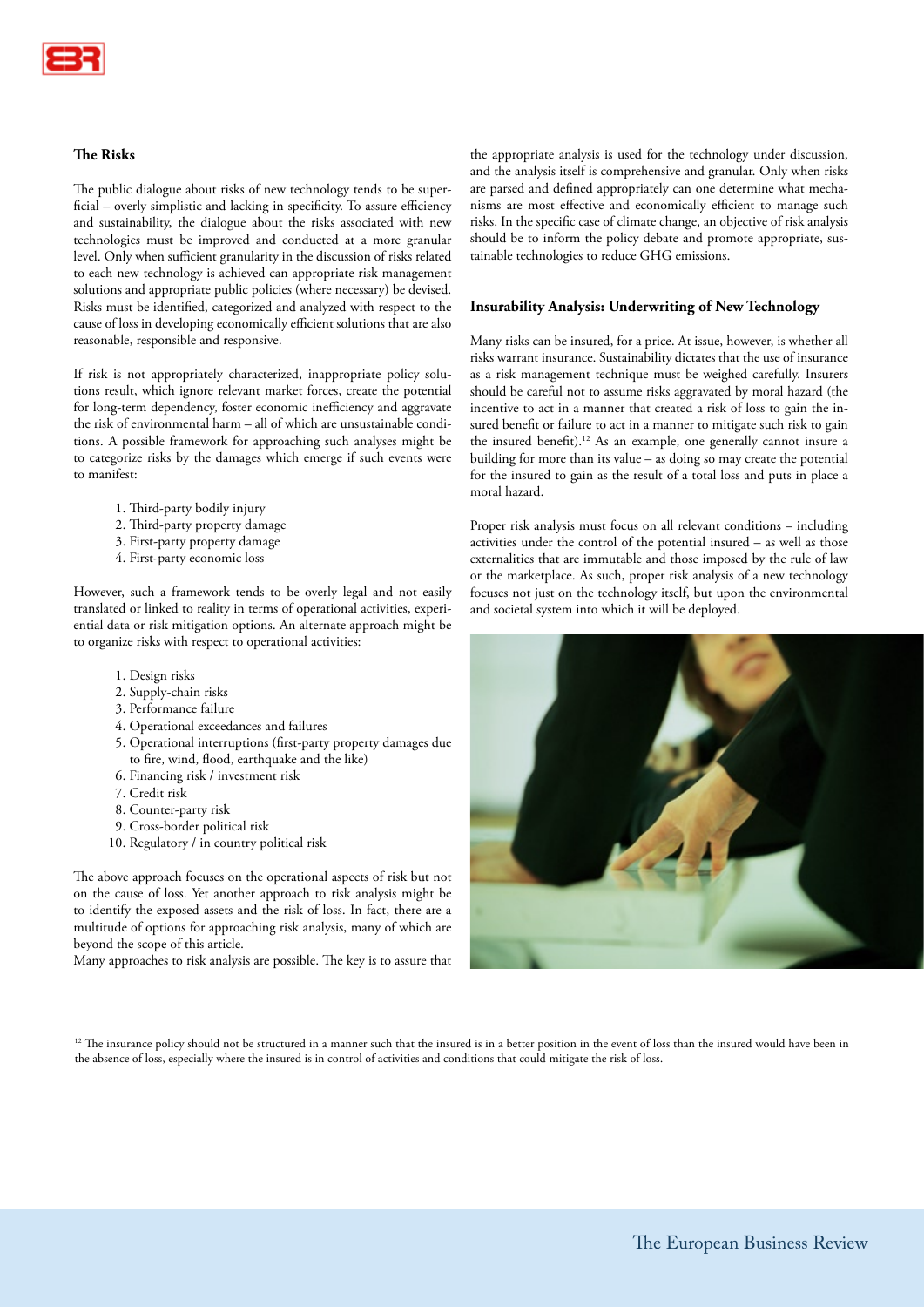## The Risks

The public dialogue about risks of new technology tends to be superficial – overly simplistic and lacking in specificity. To assure efficiency and sustainability, the dialogue about the risks associated with new technologies must be improved and conducted at a more granular level. Only when sufficient granularity in the discussion of risks related to each new technology is achieved can appropriate risk management solutions and appropriate public policies (where necessary) be devised. Risks must be identified, categorized and analyzed with respect to the cause of loss in developing economically efficient solutions that are also reasonable, responsible and responsive.

If risk is not appropriately characterized, inappropriate policy solutions result, which ignore relevant market forces, create the potential for long-term dependency, foster economic inefficiency and aggravate the risk of environmental harm – all of which are unsustainable conditions. A possible framework for approaching such analyses might be to categorize risks by the damages which emerge if such events were to manifest:

1. Third-party bodily injury
2. Third-party property damage
3. First-party property damage
4. First-party economic loss

However, such a framework tends to be overly legal and not easily translated or linked to reality in terms of operational activities, experiential data or risk mitigation options. An alternate approach might be to organize risks with respect to operational activities:

1. Design risks
2. Supply-chain risks
3. Performance failure
4. Operational exceedances and failures
5. Operational interruptions (first-party property damages due to fire, wind, flood, earthquake and the like)
6. Financing risk / investment risk
7. Credit risk
8. Counter-party risk
9. Cross-border political risk
10. Regulatory / in country political risk

The above approach focuses on the operational aspects of risk but not on the cause of loss. Yet another approach to risk analysis might be to identify the exposed assets and the risk of loss. In fact, there are a multitude of options for approaching risk analysis, many of which are beyond the scope of this article.

Many approaches to risk analysis are possible. The key is to assure that the appropriate analysis is used for the technology under discussion, and the analysis itself is comprehensive and granular. Only when risks are parsed and defined appropriately can one determine what mechanisms are most effective and economically efficient to manage such risks. In the specific case of climate change, an objective of risk analysis should be to inform the policy debate and promote appropriate, sustainable technologies to reduce GHG emissions.

## Insurability Analysis: Underwriting of New Technology

Many risks can be insured, for a price. At issue, however, is whether all risks warrant insurance. Sustainability dictates that the use of insurance as a risk management technique must be weighed carefully. Insurers should be careful not to assume risks aggravated by moral hazard (the incentive to act in a manner that created a risk of loss to gain the insured benefit or failure to act in a manner to mitigate such risk to gain the insured benefit).[12] As an example, one generally cannot insure a building for more than its value – as doing so may create the potential for the insured to gain as the result of a total loss and puts in place a moral hazard.

Proper risk analysis must focus on all relevant conditions – including activities under the control of the potential insured – as well as those externalities that are immutable and those imposed by the rule of law or the marketplace. As such, proper risk analysis of a new technology focuses not just on the technology itself, but upon the environmental and societal system into which it will be deployed.

[12] The insurance policy should not be structured in a manner such that the insured is in a better position in the event of loss than the insured would have been in the absence of loss, especially where the insured is in control of activities and conditions that could mitigate the risk of loss.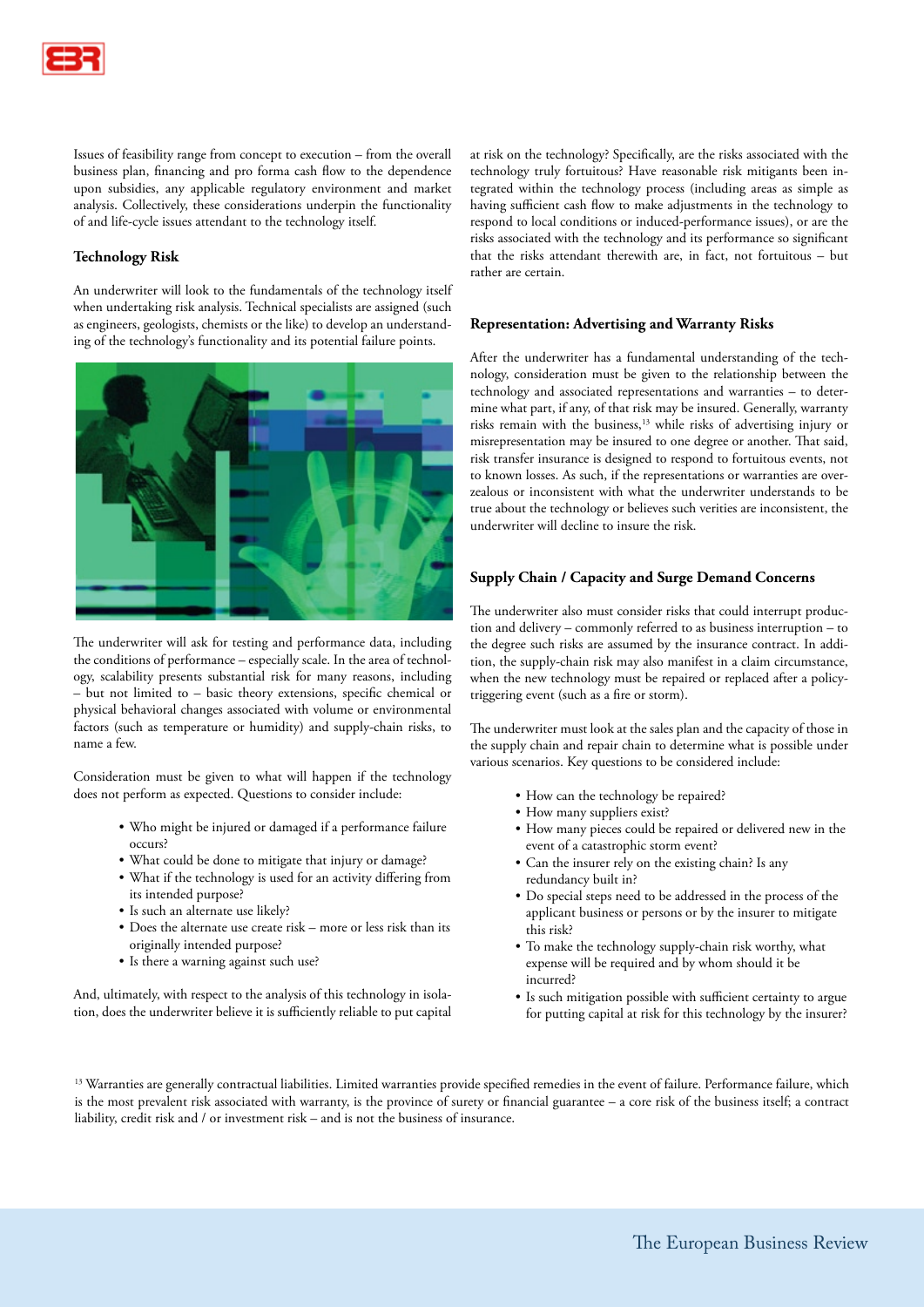Issues of feasibility range from concept to execution – from the overall business plan, financing and pro forma cash flow to the dependence upon subsidies, any applicable regulatory environment and market analysis. Collectively, these considerations underpin the functionality of and life-cycle issues attendant to the technology itself.

### Technology Risk

An underwriter will look to the fundamentals of the technology itself when undertaking risk analysis. Technical specialists are assigned (such as engineers, geologists, chemists or the like) to develop an understanding of the technology's functionality and its potential failure points.

The underwriter will ask for testing and performance data, including the conditions of performance – especially scale. In the area of technology, scalability presents substantial risk for many reasons, including – but not limited to – basic theory extensions, specific chemical or physical behavioral changes associated with volume or environmental factors (such as temperature or humidity) and supply-chain risks, to name a few.

Consideration must be given to what will happen if the technology does not perform as expected. Questions to consider include:

- Who might be injured or damaged if a performance failure occurs?
- What could be done to mitigate that injury or damage?
- What if the technology is used for an activity differing from its intended purpose?
- Is such an alternate use likely?
- Does the alternate use create risk – more or less risk than its originally intended purpose?
- Is there a warning against such use?

And, ultimately, with respect to the analysis of this technology in isolation, does the underwriter believe it is sufficiently reliable to put capital at risk on the technology? Specifically, are the risks associated with the technology truly fortuitous? Have reasonable risk mitigants been integrated within the technology process (including areas as simple as having sufficient cash flow to make adjustments in the technology to respond to local conditions or induced-performance issues), or are the risks associated with the technology and its performance so significant that the risks attendant therewith are, in fact, not fortuitous – but rather are certain.

### Representation: Advertising and Warranty Risks

After the underwriter has a fundamental understanding of the technology, consideration must be given to the relationship between the technology and associated representations and warranties – to determine what part, if any, of that risk may be insured. Generally, warranty risks remain with the business,[13] while risks of advertising injury or misrepresentation may be insured to one degree or another. That said, risk transfer insurance is designed to respond to fortuitous events, not to known losses. As such, if the representations or warranties are overzealous or inconsistent with what the underwriter understands to be true about the technology or believes such verities are inconsistent, the underwriter will decline to insure the risk.

### Supply Chain / Capacity and Surge Demand Concerns

The underwriter also must consider risks that could interrupt production and delivery – commonly referred to as business interruption – to the degree such risks are assumed by the insurance contract. In addition, the supply-chain risk may also manifest in a claim circumstance, when the new technology must be repaired or replaced after a policy-triggering event (such as a fire or storm).

The underwriter must look at the sales plan and the capacity of those in the supply chain and repair chain to determine what is possible under various scenarios. Key questions to be considered include:

- How can the technology be repaired?
- How many suppliers exist?
- How many pieces could be repaired or delivered new in the event of a catastrophic storm event?
- Can the insurer rely on the existing chain? Is any redundancy built in?
- Do special steps need to be addressed in the process of the applicant business or persons or by the insurer to mitigate this risk?
- To make the technology supply-chain risk worthy, what expense will be required and by whom should it be incurred?
- Is such mitigation possible with sufficient certainty to argue for putting capital at risk for this technology by the insurer?

[13] Warranties are generally contractual liabilities. Limited warranties provide specified remedies in the event of failure. Performance failure, which is the most prevalent risk associated with warranty, is the province of surety or financial guarantee – a core risk of the business itself; a contract liability, credit risk and / or investment risk – and is not the business of insurance.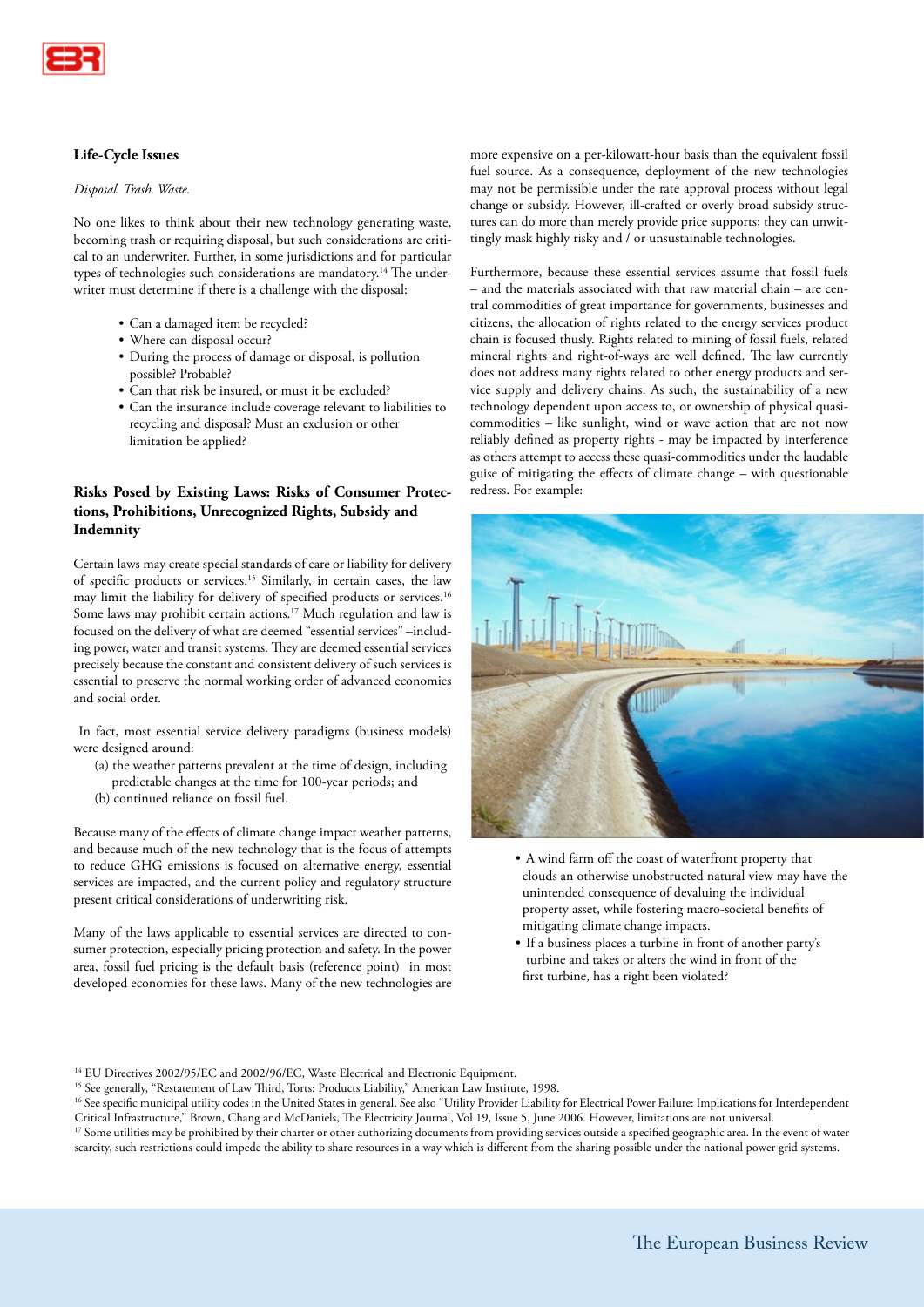### Life-Cycle Issues

*Disposal. Trash. Waste.*

No one likes to think about their new technology generating waste, becoming trash or requiring disposal, but such considerations are critical to an underwriter. Further, in some jurisdictions and for particular types of technologies such considerations are mandatory.[14] The underwriter must determine if there is a challenge with the disposal:

- Can a damaged item be recycled?
- Where can disposal occur?
- During the process of damage or disposal, is pollution possible? Probable?
- Can that risk be insured, or must it be excluded?
- Can the insurance include coverage relevant to liabilities to recycling and disposal? Must an exclusion or other limitation be applied?

### Risks Posed by Existing Laws: Risks of Consumer Protections, Prohibitions, Unrecognized Rights, Subsidy and Indemnity

Certain laws may create special standards of care or liability for delivery of specific products or services.[15] Similarly, in certain cases, the law may limit the liability for delivery of specified products or services.[16] Some laws may prohibit certain actions.[17] Much regulation and law is focused on the delivery of what are deemed "essential services" –including power, water and transit systems. They are deemed essential services precisely because the constant and consistent delivery of such services is essential to preserve the normal working order of advanced economies and social order.

In fact, most essential service delivery paradigms (business models) were designed around:

(a) the weather patterns prevalent at the time of design, including predictable changes at the time for 100-year periods; and
(b) continued reliance on fossil fuel.

Because many of the effects of climate change impact weather patterns, and because much of the new technology that is the focus of attempts to reduce GHG emissions is focused on alternative energy, essential services are impacted, and the current policy and regulatory structure present critical considerations of underwriting risk.

Many of the laws applicable to essential services are directed to consumer protection, especially pricing protection and safety. In the power area, fossil fuel pricing is the default basis (reference point) in most developed economies for these laws. Many of the new technologies are more expensive on a per-kilowatt-hour basis than the equivalent fossil fuel source. As a consequence, deployment of the new technologies may not be permissible under the rate approval process without legal change or subsidy. However, ill-crafted or overly broad subsidy structures can do more than merely provide price supports; they can unwittingly mask highly risky and / or unsustainable technologies.

Furthermore, because these essential services assume that fossil fuels – and the materials associated with that raw material chain – are central commodities of great importance for governments, businesses and citizens, the allocation of rights related to the energy services product chain is focused thusly. Rights related to mining of fossil fuels, related mineral rights and right-of-ways are well defined. The law currently does not address many rights related to other energy products and service supply and delivery chains. As such, the sustainability of a new technology dependent upon access to, or ownership of physical quasi-commodities – like sunlight, wind or wave action that are not now reliably defined as property rights - may be impacted by interference as others attempt to access these quasi-commodities under the laudable guise of mitigating the effects of climate change – with questionable redress. For example:

- A wind farm off the coast of waterfront property that clouds an otherwise unobstructed natural view may have the unintended consequence of devaluing the individual property asset, while fostering macro-societal benefits of mitigating climate change impacts.
- If a business places a turbine in front of another party's turbine and takes or alters the wind in front of the first turbine, has a right been violated?

[14] EU Directives 2002/95/EC and 2002/96/EC, Waste Electrical and Electronic Equipment.
[15] See generally, "Restatement of Law Third, Torts: Products Liability," American Law Institute, 1998.
[16] See specific municipal utility codes in the United States in general. See also "Utility Provider Liability for Electrical Power Failure: Implications for Interdependent Critical Infrastructure," Brown, Chang and McDaniels, The Electricity Journal, Vol 19, Issue 5, June 2006. However, limitations are not universal.
[17] Some utilities may be prohibited by their charter or other authorizing documents from providing services outside a specified geographic area. In the event of water scarcity, such restrictions could impede the ability to share resources in a way which is different from the sharing possible under the national power grid systems.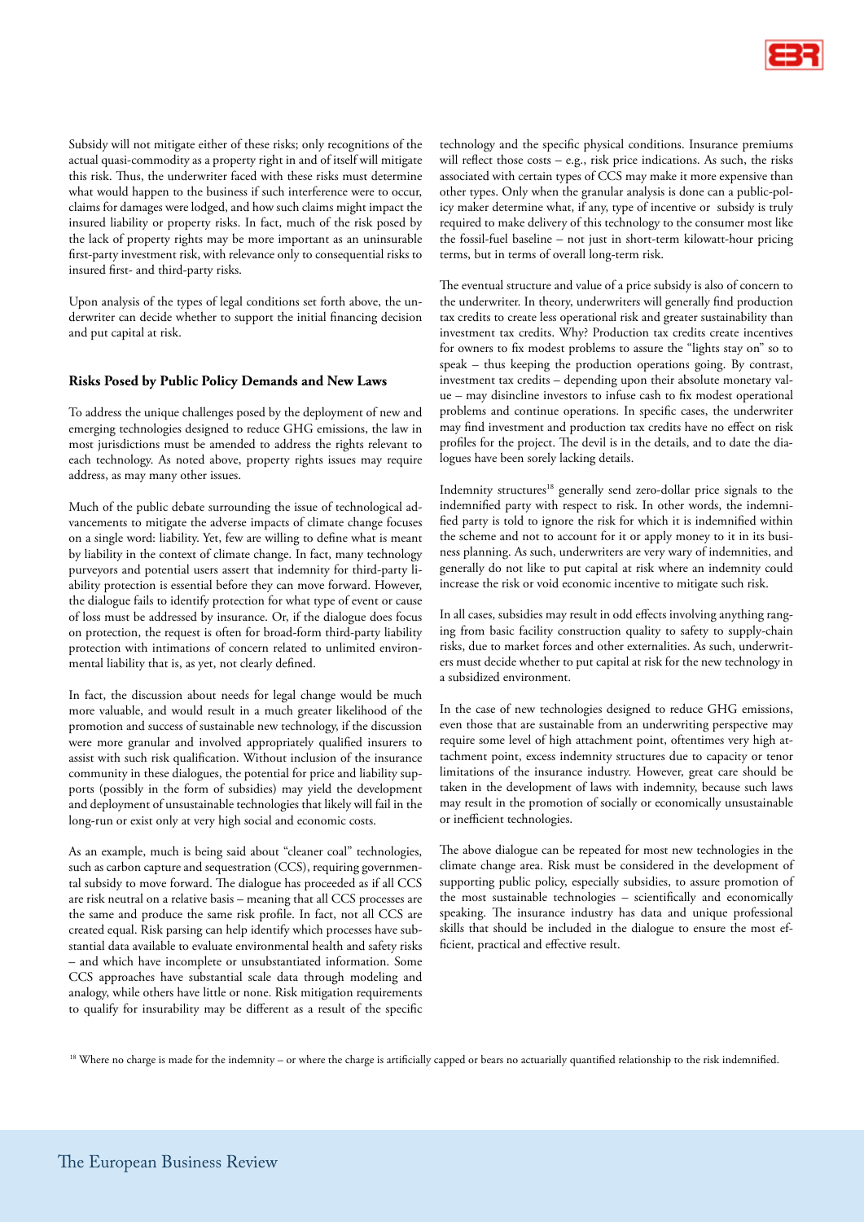Subsidy will not mitigate either of these risks; only recognitions of the actual quasi-commodity as a property right in and of itself will mitigate this risk. Thus, the underwriter faced with these risks must determine what would happen to the business if such interference were to occur, claims for damages were lodged, and how such claims might impact the insured liability or property risks. In fact, much of the risk posed by the lack of property rights may be more important as an uninsurable first-party investment risk, with relevance only to consequential risks to insured first- and third-party risks.

Upon analysis of the types of legal conditions set forth above, the underwriter can decide whether to support the initial financing decision and put capital at risk.

**Risks Posed by Public Policy Demands and New Laws**

To address the unique challenges posed by the deployment of new and emerging technologies designed to reduce GHG emissions, the law in most jurisdictions must be amended to address the rights relevant to each technology. As noted above, property rights issues may require address, as may many other issues.

Much of the public debate surrounding the issue of technological advancements to mitigate the adverse impacts of climate change focuses on a single word: liability. Yet, few are willing to define what is meant by liability in the context of climate change. In fact, many technology purveyors and potential users assert that indemnity for third-party liability protection is essential before they can move forward. However, the dialogue fails to identify protection for what type of event or cause of loss must be addressed by insurance. Or, if the dialogue does focus on protection, the request is often for broad-form third-party liability protection with intimations of concern related to unlimited environmental liability that is, as yet, not clearly defined.

In fact, the discussion about needs for legal change would be much more valuable, and would result in a much greater likelihood of the promotion and success of sustainable new technology, if the discussion were more granular and involved appropriately qualified insurers to assist with such risk qualification. Without inclusion of the insurance community in these dialogues, the potential for price and liability supports (possibly in the form of subsidies) may yield the development and deployment of unsustainable technologies that likely will fail in the long-run or exist only at very high social and economic costs.

As an example, much is being said about "cleaner coal" technologies, such as carbon capture and sequestration (CCS), requiring governmental subsidy to move forward. The dialogue has proceeded as if all CCS are risk neutral on a relative basis – meaning that all CCS processes are the same and produce the same risk profile. In fact, not all CCS are created equal. Risk parsing can help identify which processes have substantial data available to evaluate environmental health and safety risks – and which have incomplete or unsubstantiated information. Some CCS approaches have substantial scale data through modeling and analogy, while others have little or none. Risk mitigation requirements to qualify for insurability may be different as a result of the specific technology and the specific physical conditions. Insurance premiums will reflect those costs – e.g., risk price indications. As such, the risks associated with certain types of CCS may make it more expensive than other types. Only when the granular analysis is done can a public-policy maker determine what, if any, type of incentive or subsidy is truly required to make delivery of this technology to the consumer most like the fossil-fuel baseline – not just in short-term kilowatt-hour pricing terms, but in terms of overall long-term risk.

The eventual structure and value of a price subsidy is also of concern to the underwriter. In theory, underwriters will generally find production tax credits to create less operational risk and greater sustainability than investment tax credits. Why? Production tax credits create incentives for owners to fix modest problems to assure the "lights stay on" so to speak – thus keeping the production operations going. By contrast, investment tax credits – depending upon their absolute monetary value – may disincline investors to infuse cash to fix modest operational problems and continue operations. In specific cases, the underwriter may find investment and production tax credits have no effect on risk profiles for the project. The devil is in the details, and to date the dialogues have been sorely lacking details.

Indemnity structures[18] generally send zero-dollar price signals to the indemnified party with respect to risk. In other words, the indemnified party is told to ignore the risk for which it is indemnified within the scheme and not to account for it or apply money to it in its business planning. As such, underwriters are very wary of indemnities, and generally do not like to put capital at risk where an indemnity could increase the risk or void economic incentive to mitigate such risk.

In all cases, subsidies may result in odd effects involving anything ranging from basic facility construction quality to safety to supply-chain risks, due to market forces and other externalities. As such, underwriters must decide whether to put capital at risk for the new technology in a subsidized environment.

In the case of new technologies designed to reduce GHG emissions, even those that are sustainable from an underwriting perspective may require some level of high attachment point, oftentimes very high attachment point, excess indemnity structures due to capacity or tenor limitations of the insurance industry. However, great care should be taken in the development of laws with indemnity, because such laws may result in the promotion of socially or economically unsustainable or inefficient technologies.

The above dialogue can be repeated for most new technologies in the climate change area. Risk must be considered in the development of supporting public policy, especially subsidies, to assure promotion of the most sustainable technologies – scientifically and economically speaking. The insurance industry has data and unique professional skills that should be included in the dialogue to ensure the most efficient, practical and effective result.

[18] Where no charge is made for the indemnity – or where the charge is artificially capped or bears no actuarially quantified relationship to the risk indemnified.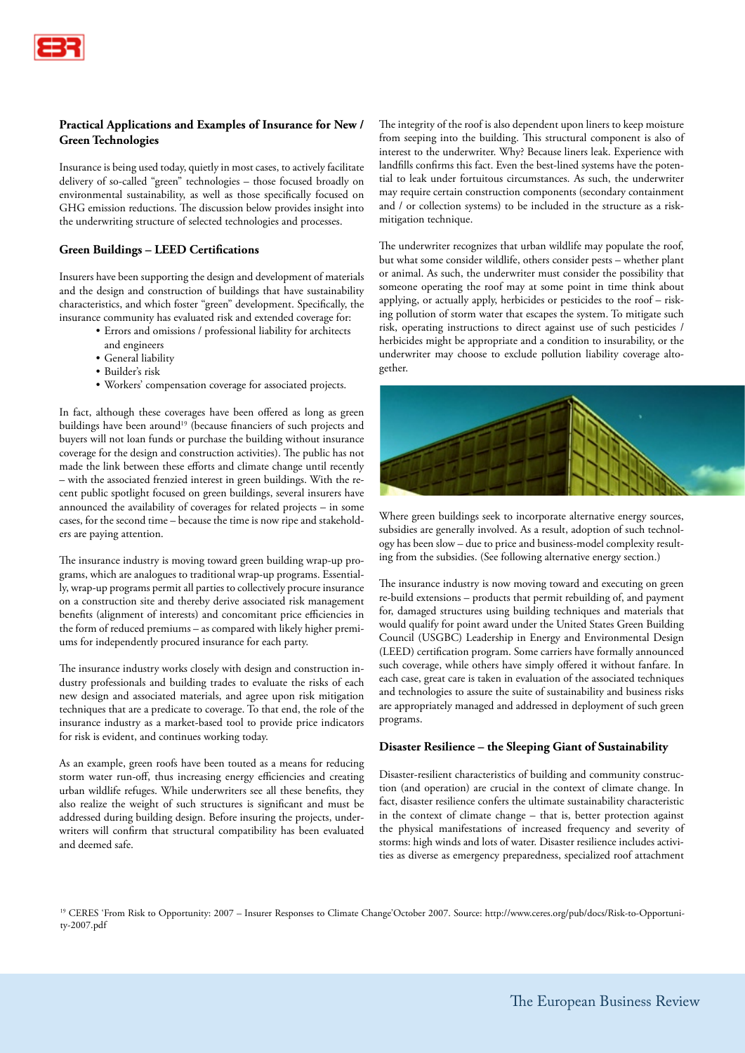**Practical Applications and Examples of Insurance for New / Green Technologies**

Insurance is being used today, quietly in most cases, to actively facilitate delivery of so-called "green" technologies – those focused broadly on environmental sustainability, as well as those specifically focused on GHG emission reductions. The discussion below provides insight into the underwriting structure of selected technologies and processes.

**Green Buildings – LEED Certifications**

Insurers have been supporting the design and development of materials and the design and construction of buildings that have sustainability characteristics, and which foster "green" development. Specifically, the insurance community has evaluated risk and extended coverage for:

- Errors and omissions / professional liability for architects and engineers
- General liability
- Builder's risk
- Workers' compensation coverage for associated projects.

In fact, although these coverages have been offered as long as green buildings have been around[19] (because financiers of such projects and buyers will not loan funds or purchase the building without insurance coverage for the design and construction activities). The public has not made the link between these efforts and climate change until recently – with the associated frenzied interest in green buildings. With the recent public spotlight focused on green buildings, several insurers have announced the availability of coverages for related projects – in some cases, for the second time – because the time is now ripe and stakeholders are paying attention.

The insurance industry is moving toward green building wrap-up programs, which are analogues to traditional wrap-up programs. Essentially, wrap-up programs permit all parties to collectively procure insurance on a construction site and thereby derive associated risk management benefits (alignment of interests) and concomitant price efficiencies in the form of reduced premiums – as compared with likely higher premiums for independently procured insurance for each party.

The insurance industry works closely with design and construction industry professionals and building trades to evaluate the risks of each new design and associated materials, and agree upon risk mitigation techniques that are a predicate to coverage. To that end, the role of the insurance industry as a market-based tool to provide price indicators for risk is evident, and continues working today.

As an example, green roofs have been touted as a means for reducing storm water run-off, thus increasing energy efficiencies and creating urban wildlife refuges. While underwriters see all these benefits, they also realize the weight of such structures is significant and must be addressed during building design. Before insuring the projects, underwriters will confirm that structural compatibility has been evaluated and deemed safe.

The integrity of the roof is also dependent upon liners to keep moisture from seeping into the building. This structural component is also of interest to the underwriter. Why? Because liners leak. Experience with landfills confirms this fact. Even the best-lined systems have the potential to leak under fortuitous circumstances. As such, the underwriter may require certain construction components (secondary containment and / or collection systems) to be included in the structure as a risk-mitigation technique.

The underwriter recognizes that urban wildlife may populate the roof, but what some consider wildlife, others consider pests – whether plant or animal. As such, the underwriter must consider the possibility that someone operating the roof may at some point in time think about applying, or actually apply, herbicides or pesticides to the roof – risking pollution of storm water that escapes the system. To mitigate such risk, operating instructions to direct against use of such pesticides / herbicides might be appropriate and a condition to insurability, or the underwriter may choose to exclude pollution liability coverage altogether.

Where green buildings seek to incorporate alternative energy sources, subsidies are generally involved. As a result, adoption of such technology has been slow – due to price and business-model complexity resulting from the subsidies. (See following alternative energy section.)

The insurance industry is now moving toward and executing on green re-build extensions – products that permit rebuilding of, and payment for, damaged structures using building techniques and materials that would qualify for point award under the United States Green Building Council (USGBC) Leadership in Energy and Environmental Design (LEED) certification program. Some carriers have formally announced such coverage, while others have simply offered it without fanfare. In each case, great care is taken in evaluation of the associated techniques and technologies to assure the suite of sustainability and business risks are appropriately managed and addressed in deployment of such green programs.

**Disaster Resilience – the Sleeping Giant of Sustainability**

Disaster-resilient characteristics of building and community construction (and operation) are crucial in the context of climate change. In fact, disaster resilience confers the ultimate sustainability characteristic in the context of climate change – that is, better protection against the physical manifestations of increased frequency and severity of storms: high winds and lots of water. Disaster resilience includes activities as diverse as emergency preparedness, specialized roof attachment

[19] CERES 'From Risk to Opportunity: 2007 – Insurer Responses to Climate Change' October 2007. Source: http://www.ceres.org/pub/docs/Risk-to-Opportunity-2007.pdf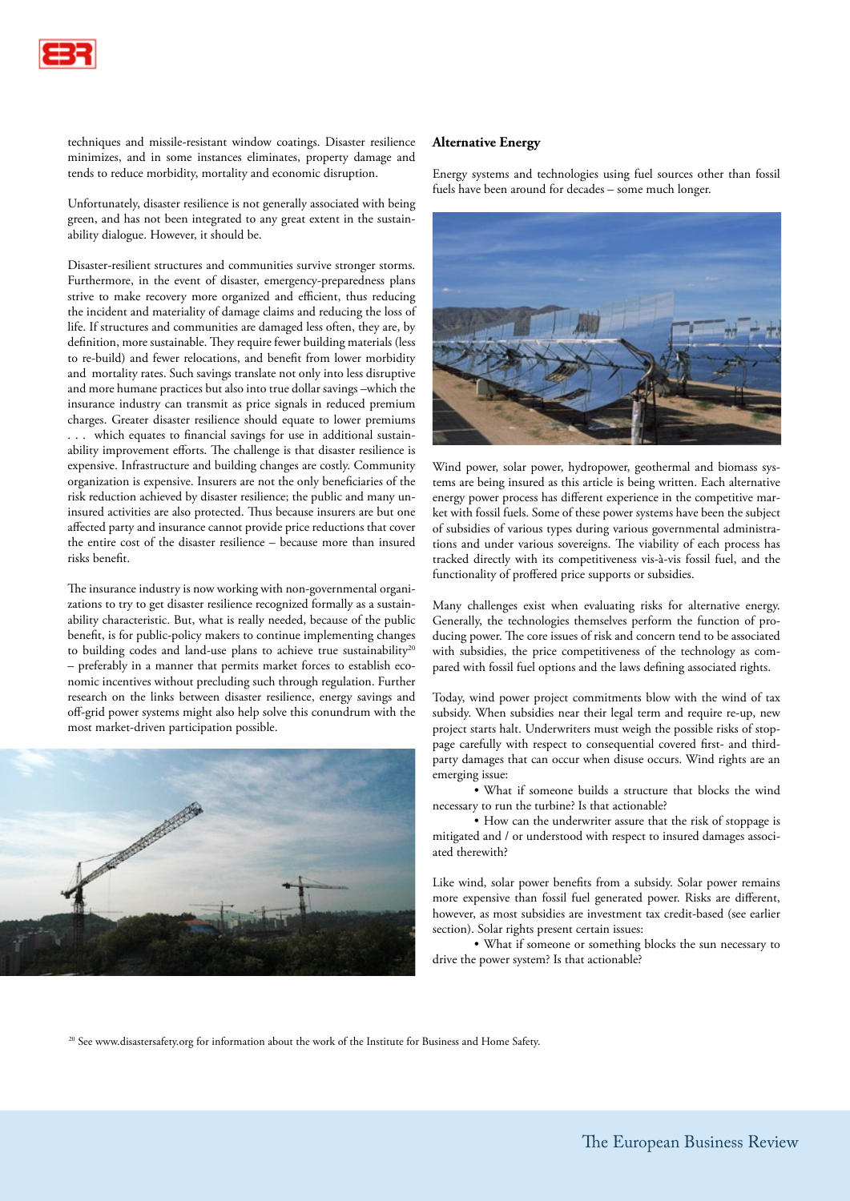techniques and missile-resistant window coatings. Disaster resilience minimizes, and in some instances eliminates, property damage and tends to reduce morbidity, mortality and economic disruption.

Unfortunately, disaster resilience is not generally associated with being green, and has not been integrated to any great extent in the sustainability dialogue. However, it should be.

Disaster-resilient structures and communities survive stronger storms. Furthermore, in the event of disaster, emergency-preparedness plans strive to make recovery more organized and efficient, thus reducing the incident and materiality of damage claims and reducing the loss of life. If structures and communities are damaged less often, they are, by definition, more sustainable. They require fewer building materials (less to re-build) and fewer relocations, and benefit from lower morbidity and mortality rates. Such savings translate not only into less disruptive and more humane practices but also into true dollar savings –which the insurance industry can transmit as price signals in reduced premium charges. Greater disaster resilience should equate to lower premiums . . . which equates to financial savings for use in additional sustainability improvement efforts. The challenge is that disaster resilience is expensive. Infrastructure and building changes are costly. Community organization is expensive. Insurers are not the only beneficiaries of the risk reduction achieved by disaster resilience; the public and many uninsured activities are also protected. Thus because insurers are but one affected party and insurance cannot provide price reductions that cover the entire cost of the disaster resilience – because more than insured risks benefit.

The insurance industry is now working with non-governmental organizations to try to get disaster resilience recognized formally as a sustainability characteristic. But, what is really needed, because of the public benefit, is for public-policy makers to continue implementing changes to building codes and land-use plans to achieve true sustainability[20] – preferably in a manner that permits market forces to establish economic incentives without precluding such through regulation. Further research on the links between disaster resilience, energy savings and off-grid power systems might also help solve this conundrum with the most market-driven participation possible.

## Alternative Energy

Energy systems and technologies using fuel sources other than fossil fuels have been around for decades – some much longer.

Wind power, solar power, hydropower, geothermal and biomass systems are being insured as this article is being written. Each alternative energy power process has different experience in the competitive market with fossil fuels. Some of these power systems have been the subject of subsidies of various types during various governmental administrations and under various sovereigns. The viability of each process has tracked directly with its competitiveness vis-à-vis fossil fuel, and the functionality of proffered price supports or subsidies.

Many challenges exist when evaluating risks for alternative energy. Generally, the technologies themselves perform the function of producing power. The core issues of risk and concern tend to be associated with subsidies, the price competitiveness of the technology as compared with fossil fuel options and the laws defining associated rights.

Today, wind power project commitments blow with the wind of tax subsidy. When subsidies near their legal term and require re-up, new project starts halt. Underwriters must weigh the possible risks of stoppage carefully with respect to consequential covered first- and third-party damages that can occur when disuse occurs. Wind rights are an emerging issue:

- What if someone builds a structure that blocks the wind necessary to run the turbine? Is that actionable?
- How can the underwriter assure that the risk of stoppage is mitigated and / or understood with respect to insured damages associated therewith?

Like wind, solar power benefits from a subsidy. Solar power remains more expensive than fossil fuel generated power. Risks are different, however, as most subsidies are investment tax credit-based (see earlier section). Solar rights present certain issues:

- What if someone or something blocks the sun necessary to drive the power system? Is that actionable?

[20] See www.disastersafety.org for information about the work of the Institute for Business and Home Safety.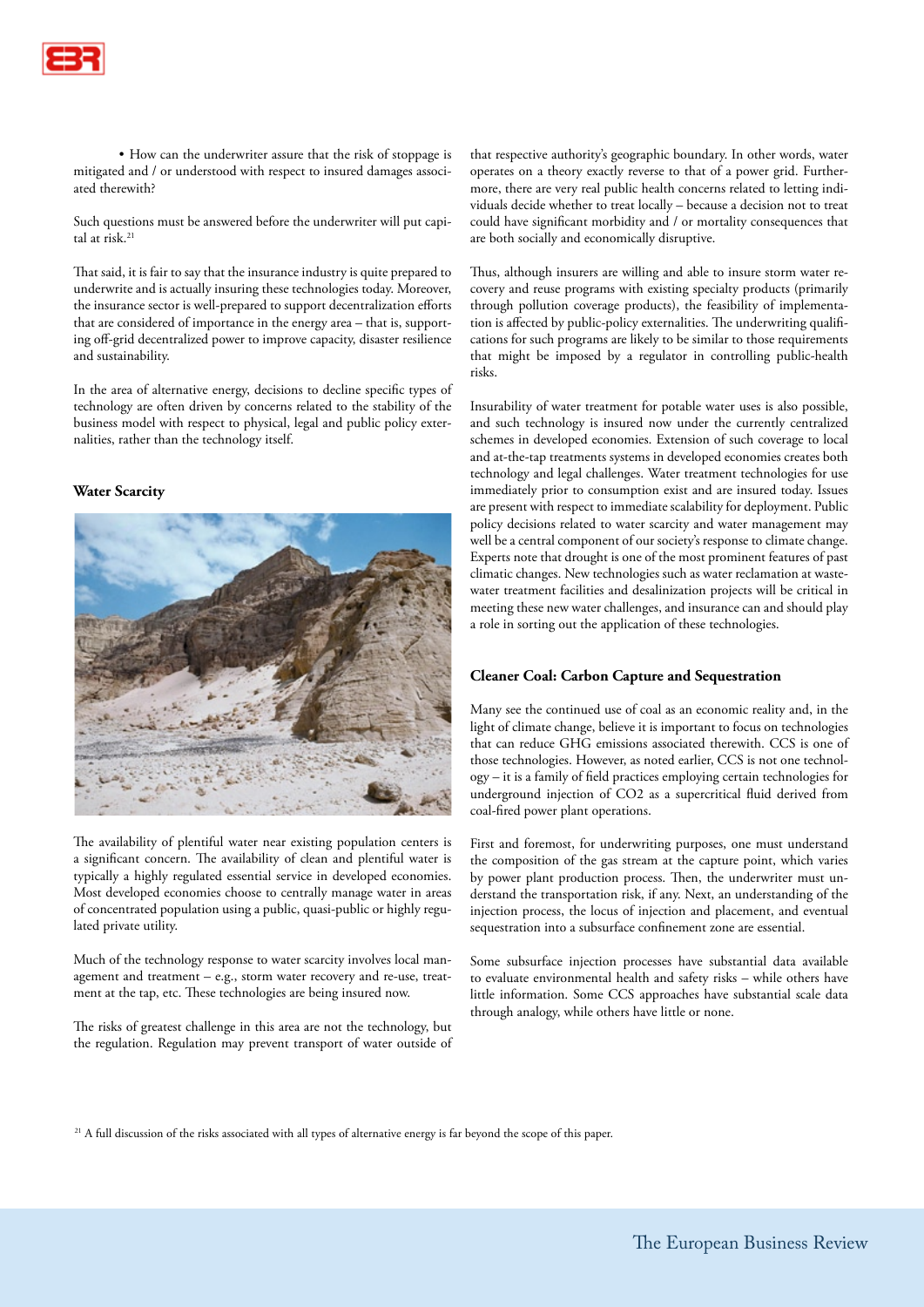• How can the underwriter assure that the risk of stoppage is mitigated and / or understood with respect to insured damages associated therewith?

Such questions must be answered before the underwriter will put capital at risk.[21]

That said, it is fair to say that the insurance industry is quite prepared to underwrite and is actually insuring these technologies today. Moreover, the insurance sector is well-prepared to support decentralization efforts that are considered of importance in the energy area – that is, supporting off-grid decentralized power to improve capacity, disaster resilience and sustainability.

In the area of alternative energy, decisions to decline specific types of technology are often driven by concerns related to the stability of the business model with respect to physical, legal and public policy externalities, rather than the technology itself.

**Water Scarcity**

The availability of plentiful water near existing population centers is a significant concern. The availability of clean and plentiful water is typically a highly regulated essential service in developed economies. Most developed economies choose to centrally manage water in areas of concentrated population using a public, quasi-public or highly regulated private utility.

Much of the technology response to water scarcity involves local management and treatment – e.g., storm water recovery and re-use, treatment at the tap, etc. These technologies are being insured now.

The risks of greatest challenge in this area are not the technology, but the regulation. Regulation may prevent transport of water outside of that respective authority's geographic boundary. In other words, water operates on a theory exactly reverse to that of a power grid. Furthermore, there are very real public health concerns related to letting individuals decide whether to treat locally – because a decision not to treat could have significant morbidity and / or mortality consequences that are both socially and economically disruptive.

Thus, although insurers are willing and able to insure storm water recovery and reuse programs with existing specialty products (primarily through pollution coverage products), the feasibility of implementation is affected by public-policy externalities. The underwriting qualifications for such programs are likely to be similar to those requirements that might be imposed by a regulator in controlling public-health risks.

Insurability of water treatment for potable water uses is also possible, and such technology is insured now under the currently centralized schemes in developed economies. Extension of such coverage to local and at-the-tap treatments systems in developed economies creates both technology and legal challenges. Water treatment technologies for use immediately prior to consumption exist and are insured today. Issues are present with respect to immediate scalability for deployment. Public policy decisions related to water scarcity and water management may well be a central component of our society's response to climate change. Experts note that drought is one of the most prominent features of past climatic changes. New technologies such as water reclamation at wastewater treatment facilities and desalinization projects will be critical in meeting these new water challenges, and insurance can and should play a role in sorting out the application of these technologies.

**Cleaner Coal: Carbon Capture and Sequestration**

Many see the continued use of coal as an economic reality and, in the light of climate change, believe it is important to focus on technologies that can reduce GHG emissions associated therewith. CCS is one of those technologies. However, as noted earlier, CCS is not one technology – it is a family of field practices employing certain technologies for underground injection of $CO_2$ as a supercritical fluid derived from coal-fired power plant operations.

First and foremost, for underwriting purposes, one must understand the composition of the gas stream at the capture point, which varies by power plant production process. Then, the underwriter must understand the transportation risk, if any. Next, an understanding of the injection process, the locus of injection and placement, and eventual sequestration into a subsurface confinement zone are essential.

Some subsurface injection processes have substantial data available to evaluate environmental health and safety risks – while others have little information. Some CCS approaches have substantial scale data through analogy, while others have little or none.

[21] A full discussion of the risks associated with all types of alternative energy is far beyond the scope of this paper.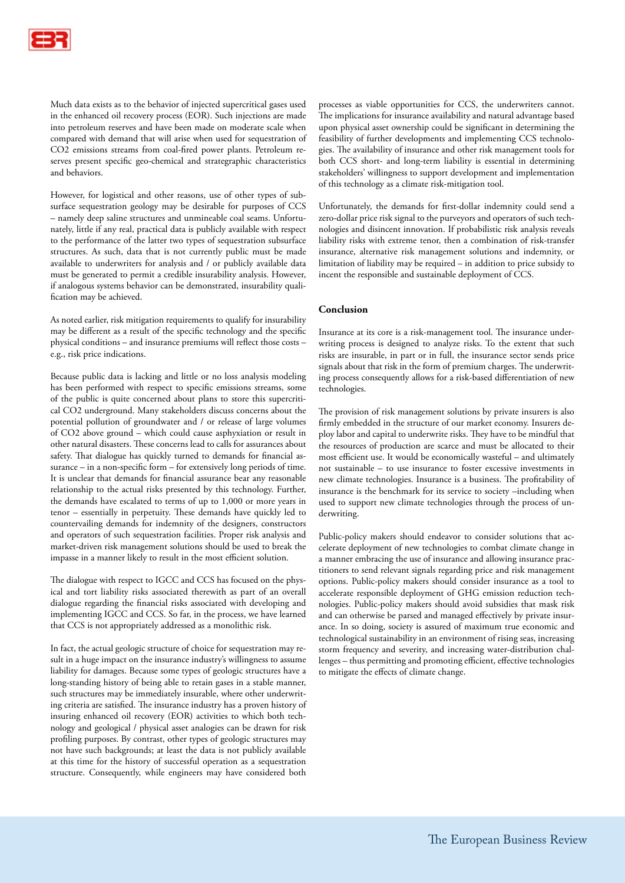Much data exists as to the behavior of injected supercritical gases used in the enhanced oil recovery process (EOR). Such injections are made into petroleum reserves and have been made on moderate scale when compared with demand that will arise when used for sequestration of $CO_2$ emissions streams from coal-fired power plants. Petroleum reserves present specific geo-chemical and strategraphic characteristics and behaviors.

However, for logistical and other reasons, use of other types of subsurface sequestration geology may be desirable for purposes of CCS – namely deep saline structures and unmineable coal seams. Unfortunately, little if any real, practical data is publicly available with respect to the performance of the latter two types of sequestration subsurface structures. As such, data that is not currently public must be made available to underwriters for analysis and / or publicly available data must be generated to permit a credible insurability analysis. However, if analogous systems behavior can be demonstrated, insurability qualification may be achieved.

As noted earlier, risk mitigation requirements to qualify for insurability may be different as a result of the specific technology and the specific physical conditions – and insurance premiums will reflect those costs – e.g., risk price indications.

Because public data is lacking and little or no loss analysis modeling has been performed with respect to specific emissions streams, some of the public is quite concerned about plans to store this supercritical $CO_2$ underground. Many stakeholders discuss concerns about the potential pollution of groundwater and / or release of large volumes of $CO_2$ above ground – which could cause asphyxiation or result in other natural disasters. These concerns lead to calls for assurances about safety. That dialogue has quickly turned to demands for financial assurance – in a non-specific form – for extensively long periods of time. It is unclear that demands for financial assurance bear any reasonable relationship to the actual risks presented by this technology. Further, the demands have escalated to terms of up to 1,000 or more years in tenor – essentially in perpetuity. These demands have quickly led to countervailing demands for indemnity of the designers, constructors and operators of such sequestration facilities. Proper risk analysis and market-driven risk management solutions should be used to break the impasse in a manner likely to result in the most efficient solution.

The dialogue with respect to IGCC and CCS has focused on the physical and tort liability risks associated therewith as part of an overall dialogue regarding the financial risks associated with developing and implementing IGCC and CCS. So far, in the process, we have learned that CCS is not appropriately addressed as a monolithic risk.

In fact, the actual geologic structure of choice for sequestration may result in a huge impact on the insurance industry's willingness to assume liability for damages. Because some types of geologic structures have a long-standing history of being able to retain gases in a stable manner, such structures may be immediately insurable, where other underwriting criteria are satisfied. The insurance industry has a proven history of insuring enhanced oil recovery (EOR) activities to which both technology and geological / physical asset analogies can be drawn for risk profiling purposes. By contrast, other types of geologic structures may not have such backgrounds; at least the data is not publicly available at this time for the history of successful operation as a sequestration structure. Consequently, while engineers may have considered both processes as viable opportunities for CCS, the underwriters cannot. The implications for insurance availability and natural advantage based upon physical asset ownership could be significant in determining the feasibility of further developments and implementing CCS technologies. The availability of insurance and other risk management tools for both CCS short- and long-term liability is essential in determining stakeholders' willingness to support development and implementation of this technology as a climate risk-mitigation tool.

Unfortunately, the demands for first-dollar indemnity could send a zero-dollar price risk signal to the purveyors and operators of such technologies and disincent innovation. If probabilistic risk analysis reveals liability risks with extreme tenor, then a combination of risk-transfer insurance, alternative risk management solutions and indemnity, or limitation of liability may be required – in addition to price subsidy to incent the responsible and sustainable deployment of CCS.

## Conclusion

Insurance at its core is a risk-management tool. The insurance underwriting process is designed to analyze risks. To the extent that such risks are insurable, in part or in full, the insurance sector sends price signals about that risk in the form of premium charges. The underwriting process consequently allows for a risk-based differentiation of new technologies.

The provision of risk management solutions by private insurers is also firmly embedded in the structure of our market economy. Insurers deploy labor and capital to underwrite risks. They have to be mindful that the resources of production are scarce and must be allocated to their most efficient use. It would be economically wasteful – and ultimately not sustainable – to use insurance to foster excessive investments in new climate technologies. Insurance is a business. The profitability of insurance is the benchmark for its service to society –including when used to support new climate technologies through the process of underwriting.

Public-policy makers should endeavor to consider solutions that accelerate deployment of new technologies to combat climate change in a manner embracing the use of insurance and allowing insurance practitioners to send relevant signals regarding price and risk management options. Public-policy makers should consider insurance as a tool to accelerate responsible deployment of GHG emission reduction technologies. Public-policy makers should avoid subsidies that mask risk and can otherwise be parsed and managed effectively by private insurance. In so doing, society is assured of maximum true economic and technological sustainability in an environment of rising seas, increasing storm frequency and severity, and increasing water-distribution challenges – thus permitting and promoting efficient, effective technologies to mitigate the effects of climate change.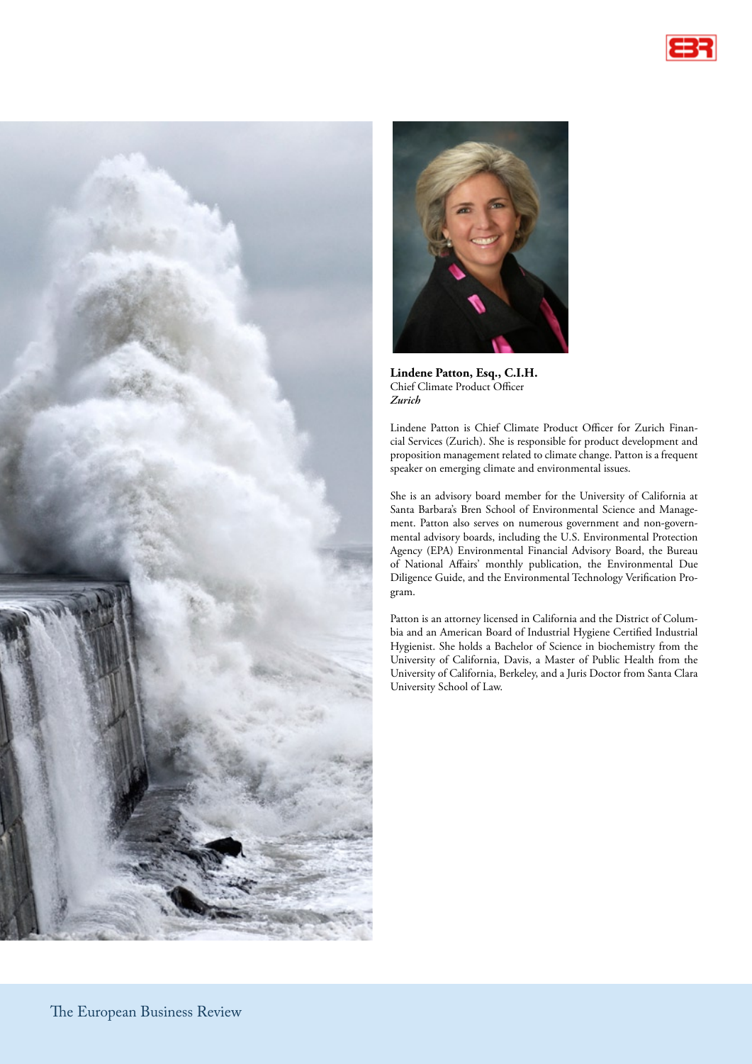**Lindene Patton, Esq., C.I.H.**
Chief Climate Product Officer
***Zurich***

Lindene Patton is Chief Climate Product Officer for Zurich Financial Services (Zurich). She is responsible for product development and proposition management related to climate change. Patton is a frequent speaker on emerging climate and environmental issues.

She is an advisory board member for the University of California at Santa Barbara's Bren School of Environmental Science and Management. Patton also serves on numerous government and non-governmental advisory boards, including the U.S. Environmental Protection Agency (EPA) Environmental Financial Advisory Board, the Bureau of National Affairs' monthly publication, the Environmental Due Diligence Guide, and the Environmental Technology Verification Program.

Patton is an attorney licensed in California and the District of Columbia and an American Board of Industrial Hygiene Certified Industrial Hygienist. She holds a Bachelor of Science in biochemistry from the University of California, Davis, a Master of Public Health from the University of California, Berkeley, and a Juris Doctor from Santa Clara University School of Law.